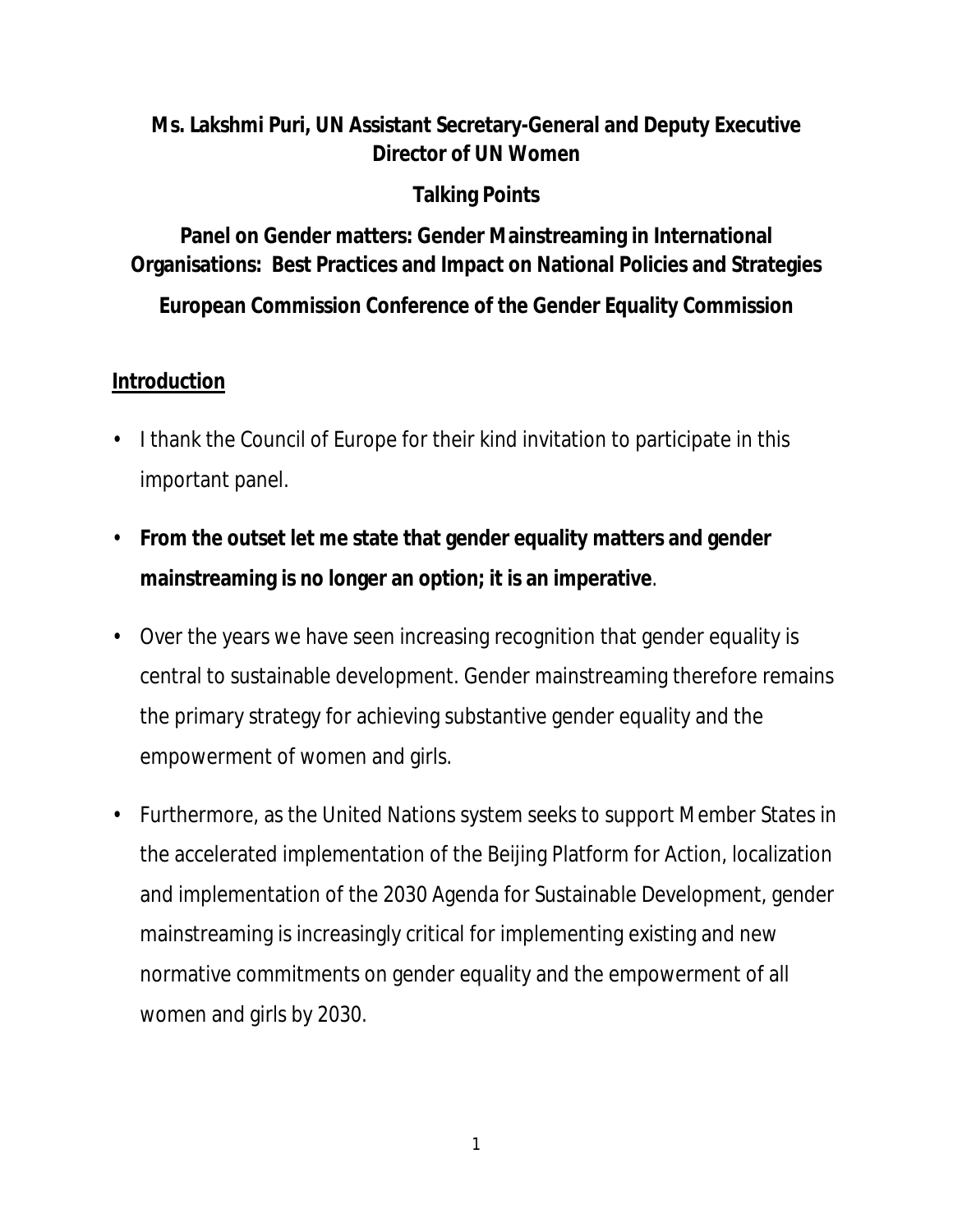**Ms. Lakshmi Puri, UN Assistant Secretary-General and Deputy Executive Director of UN Women**

**Talking Points**

**Panel on Gender matters: Gender Mainstreaming in International Organisations: Best Practices and Impact on National Policies and Strategies**

**European Commission Conference of the Gender Equality Commission**

## Introduction

- I thank the Council of Europe for their kind invitation to participate in this important panel.
- **From the outset let me state that gender equality matters and gender mainstreaming is no longer an option; it is an imperative**.
- Over the years we have seen increasing recognition that gender equality is central to sustainable development. Gender mainstreaming therefore remains the primary strategy for achieving substantive gender equality and the empowerment of women and girls.
- Furthermore, as the United Nations system seeks to support Member States in the accelerated implementation of the Beijing Platform for Action, localization and implementation of the 2030 Agenda for Sustainable Development, gender mainstreaming is increasingly critical for implementing existing and new normative commitments on gender equality and the empowerment of all women and girls by 2030.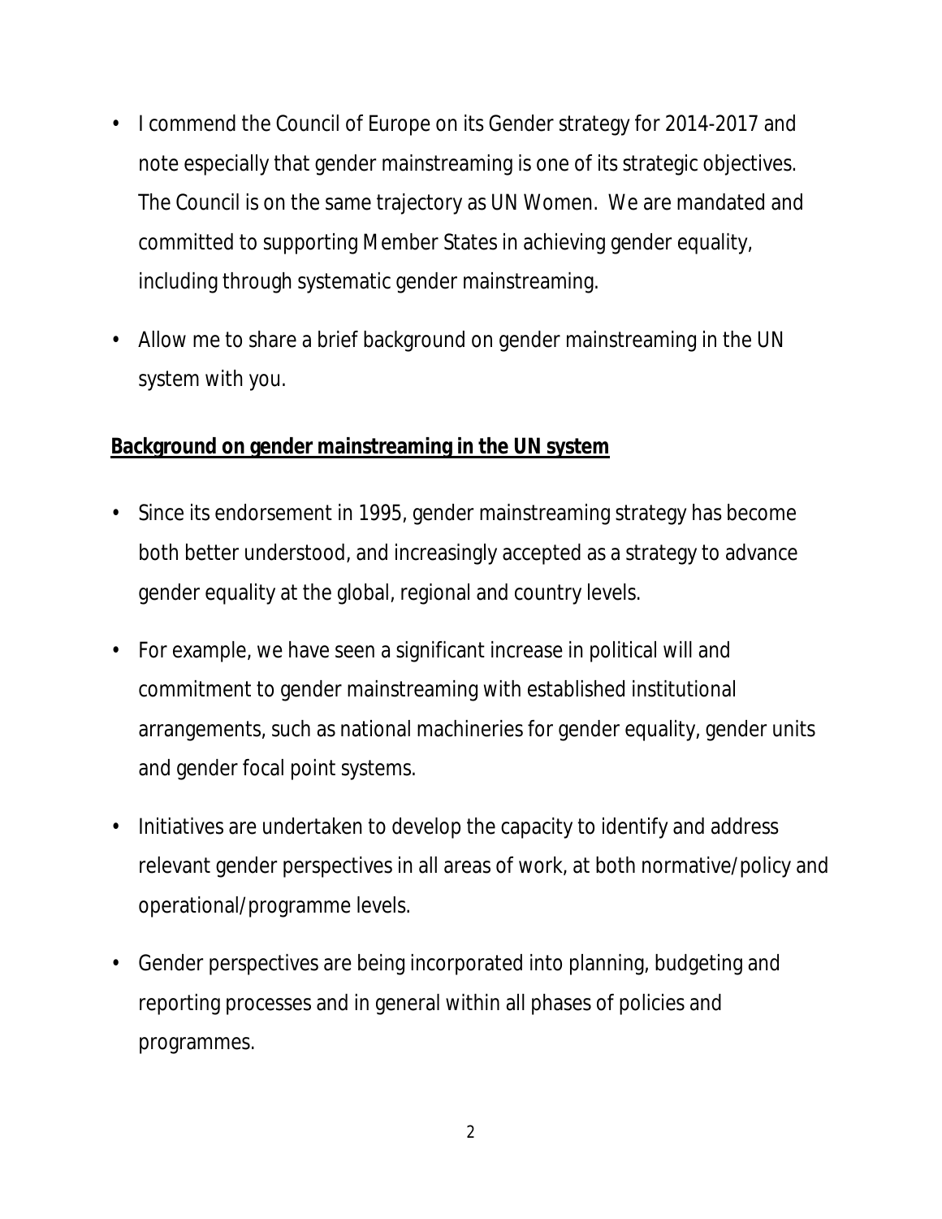- I commend the Council of Europe on its Gender strategy for 2014-2017 and note especially that gender mainstreaming is one of its strategic objectives. The Council is on the same trajectory as UN Women. We are mandated and committed to supporting Member States in achieving gender equality, including through systematic gender mainstreaming.
- Allow me to share a brief background on gender mainstreaming in the UN system with you.

**Background on gender mainstreaming in the UN system**

- Since its endorsement in 1995, gender mainstreaming strategy has become both better understood, and increasingly accepted as a strategy to advance gender equality at the global, regional and country levels.
- For example, we have seen a significant increase in political will and commitment to gender mainstreaming with established institutional arrangements, such as national machineries for gender equality, gender units and gender focal point systems.
- Initiatives are undertaken to develop the capacity to identify and address relevant gender perspectives in all areas of work, at both normative/policy and operational/programme levels.
- Gender perspectives are being incorporated into planning, budgeting and reporting processes and in general within all phases of policies and programmes.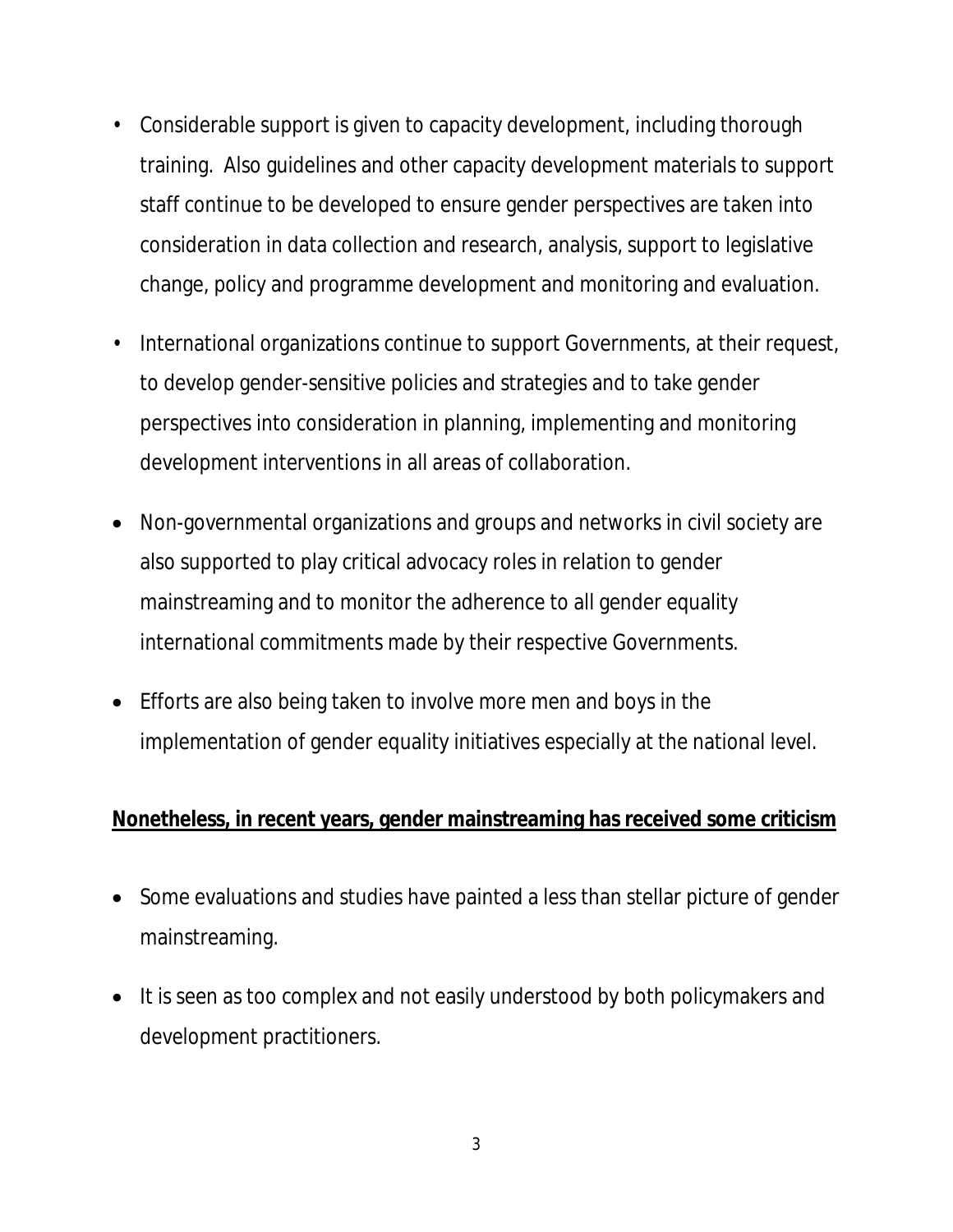- Considerable support is given to capacity development, including thorough training. Also guidelines and other capacity development materials to support staff continue to be developed to ensure gender perspectives are taken into consideration in data collection and research, analysis, support to legislative change, policy and programme development and monitoring and evaluation.
- International organizations continue to support Governments, at their request, to develop gender-sensitive policies and strategies and to take gender perspectives into consideration in planning, implementing and monitoring development interventions in all areas of collaboration.
- Non-governmental organizations and groups and networks in civil society are also supported to play critical advocacy roles in relation to gender mainstreaming and to monitor the adherence to all gender equality international commitments made by their respective Governments.
- Efforts are also being taken to involve more men and boys in the implementation of gender equality initiatives especially at the national level.

**<u>Nonetheless, in recent years, gender mainstreaming has received some criticism</u>**

- Some evaluations and studies have painted a less than stellar picture of gender mainstreaming.
- It is seen as too complex and not easily understood by both policymakers and development practitioners.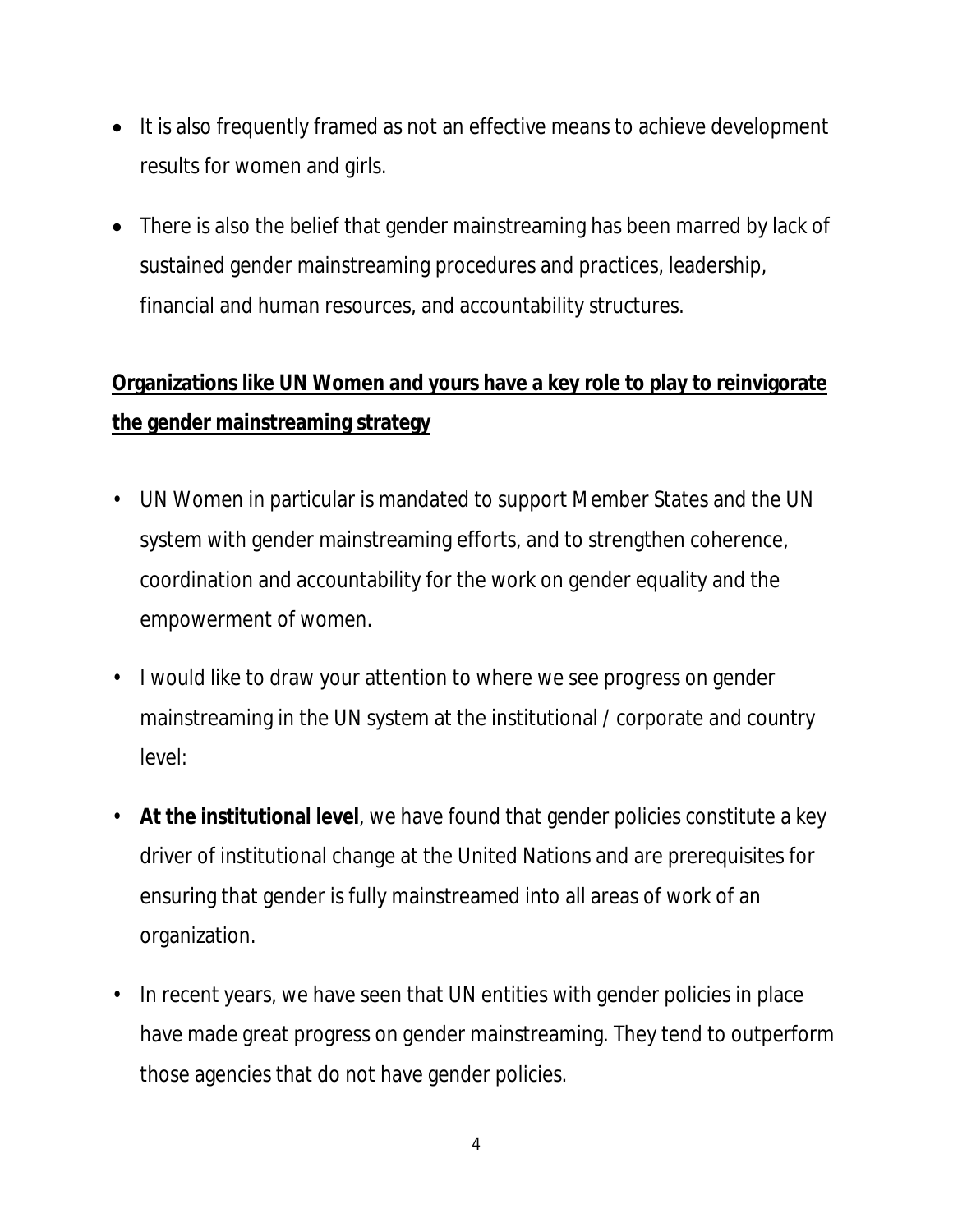- It is also frequently framed as not an effective means to achieve development results for women and girls.
- There is also the belief that gender mainstreaming has been marred by lack of sustained gender mainstreaming procedures and practices, leadership, financial and human resources, and accountability structures.

**Organizations like UN Women and yours have a key role to play to reinvigorate the gender mainstreaming strategy**

- UN Women in particular is mandated to support Member States and the UN system with gender mainstreaming efforts, and to strengthen coherence, coordination and accountability for the work on gender equality and the empowerment of women.
- I would like to draw your attention to where we see progress on gender mainstreaming in the UN system at the institutional / corporate and country level:
- **At the institutional level**, we have found that gender policies constitute a key driver of institutional change at the United Nations and are prerequisites for ensuring that gender is fully mainstreamed into all areas of work of an organization.
- In recent years, we have seen that UN entities with gender policies in place have made great progress on gender mainstreaming. They tend to outperform those agencies that do not have gender policies.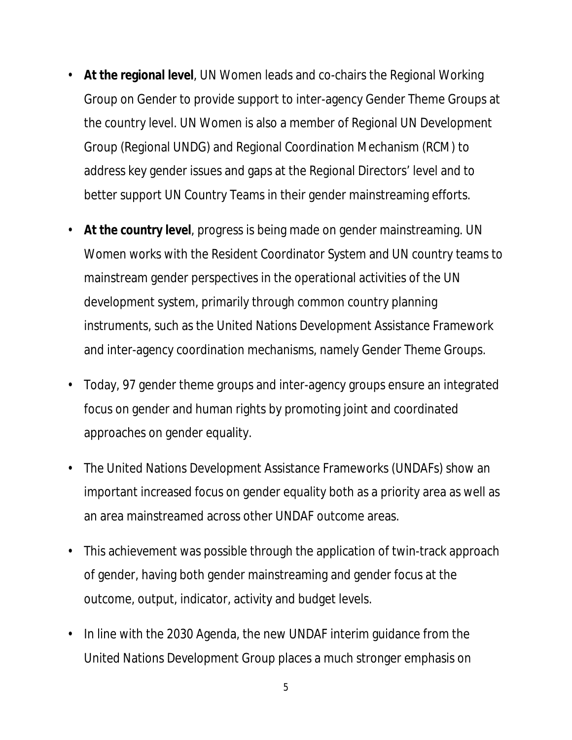- **At the regional level**, UN Women leads and co-chairs the Regional Working Group on Gender to provide support to inter-agency Gender Theme Groups at the country level. UN Women is also a member of Regional UN Development Group (Regional UNDG) and Regional Coordination Mechanism (RCM) to address key gender issues and gaps at the Regional Directors' level and to better support UN Country Teams in their gender mainstreaming efforts.

- **At the country level**, progress is being made on gender mainstreaming. UN Women works with the Resident Coordinator System and UN country teams to mainstream gender perspectives in the operational activities of the UN development system, primarily through common country planning instruments, such as the United Nations Development Assistance Framework and inter-agency coordination mechanisms, namely Gender Theme Groups.

- Today, 97 gender theme groups and inter-agency groups ensure an integrated focus on gender and human rights by promoting joint and coordinated approaches on gender equality.

- The United Nations Development Assistance Frameworks (UNDAFs) show an important increased focus on gender equality both as a priority area as well as an area mainstreamed across other UNDAF outcome areas.

- This achievement was possible through the application of twin-track approach of gender, having both gender mainstreaming and gender focus at the outcome, output, indicator, activity and budget levels.

- In line with the 2030 Agenda, the new UNDAF interim guidance from the United Nations Development Group places a much stronger emphasis on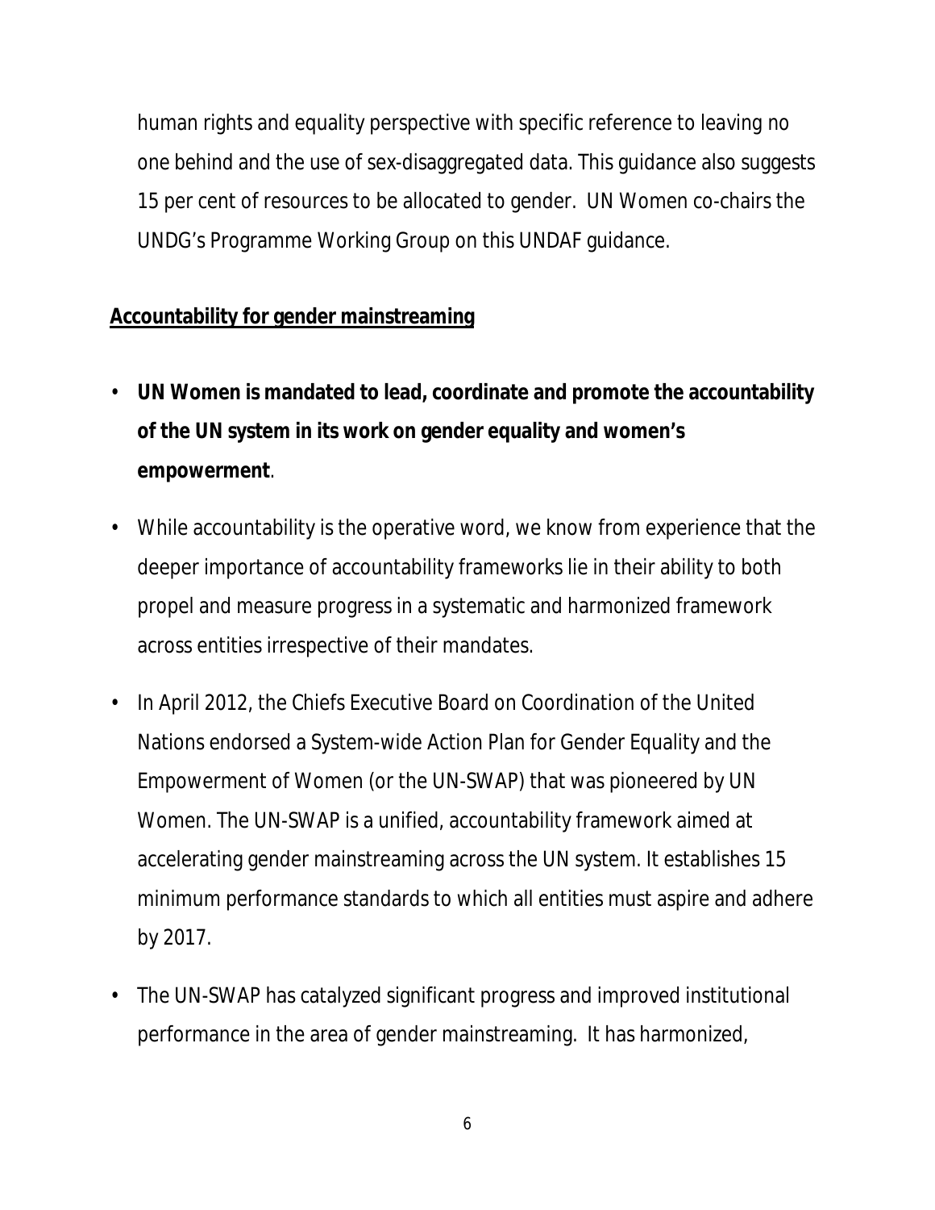human rights and equality perspective with specific reference to leaving no one behind and the use of sex-disaggregated data. This guidance also suggests 15 per cent of resources to be allocated to gender. UN Women co-chairs the UNDG's Programme Working Group on this UNDAF guidance.

**Accountability for gender mainstreaming**

- **UN Women is mandated to lead, coordinate and promote the accountability of the UN system in its work on gender equality and women's empowerment**.
- While accountability is the operative word, we know from experience that the deeper importance of accountability frameworks lie in their ability to both propel and measure progress in a systematic and harmonized framework across entities irrespective of their mandates.
- In April 2012, the Chiefs Executive Board on Coordination of the United Nations endorsed a System-wide Action Plan for Gender Equality and the Empowerment of Women (or the UN-SWAP) that was pioneered by UN Women. The UN-SWAP is a unified, accountability framework aimed at accelerating gender mainstreaming across the UN system. It establishes 15 minimum performance standards to which all entities must aspire and adhere by 2017.
- The UN-SWAP has catalyzed significant progress and improved institutional performance in the area of gender mainstreaming. It has harmonized,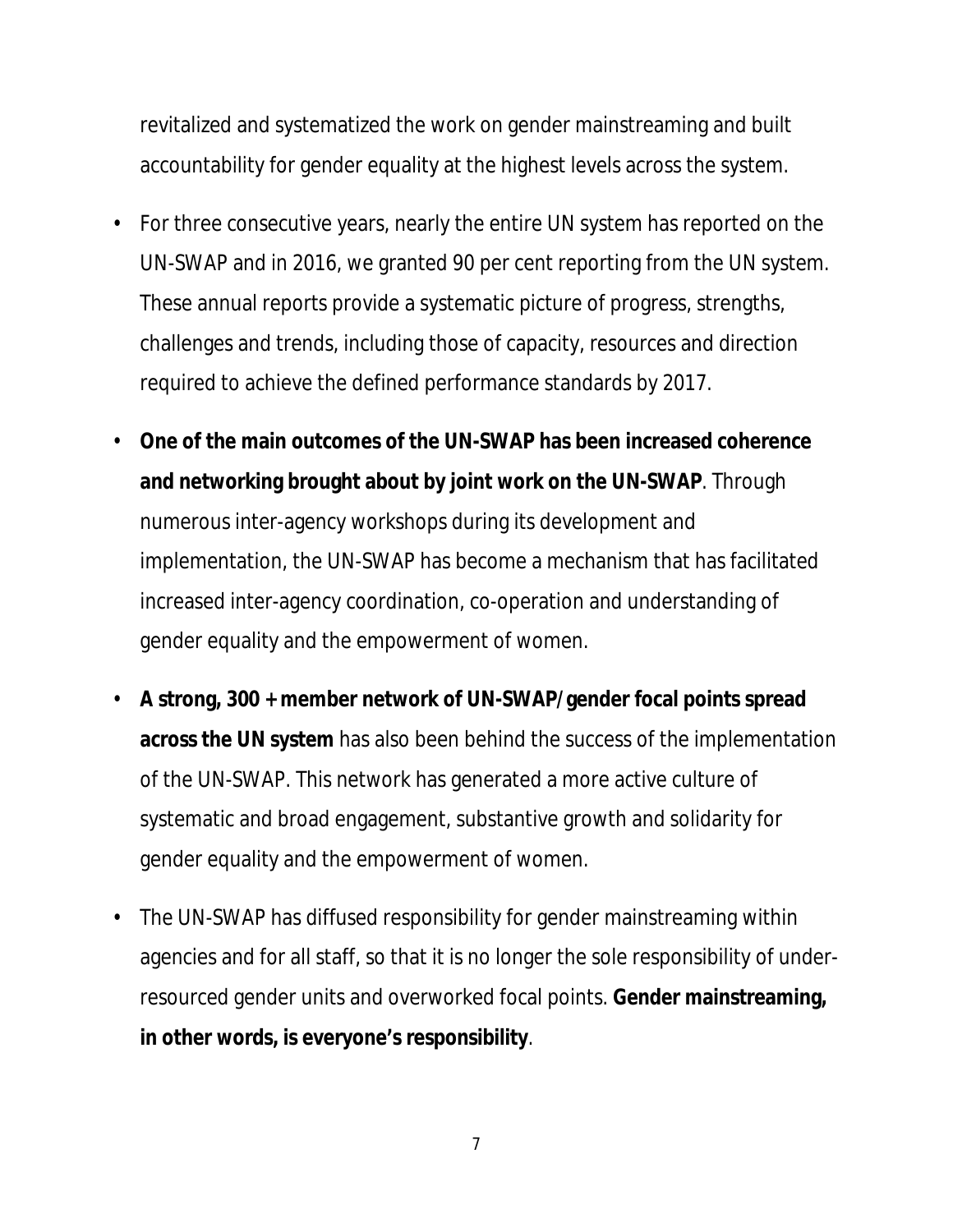revitalized and systematized the work on gender mainstreaming and built accountability for gender equality at the highest levels across the system.

- For three consecutive years, nearly the entire UN system has reported on the UN-SWAP and in 2016, we granted 90 per cent reporting from the UN system. These annual reports provide a systematic picture of progress, strengths, challenges and trends, including those of capacity, resources and direction required to achieve the defined performance standards by 2017.
- **One of the main outcomes of the UN-SWAP has been increased coherence and networking brought about by joint work on the UN-SWAP**. Through numerous inter-agency workshops during its development and implementation, the UN-SWAP has become a mechanism that has facilitated increased inter-agency coordination, co-operation and understanding of gender equality and the empowerment of women.
- **A strong, 300 + member network of UN-SWAP/gender focal points spread across the UN system** has also been behind the success of the implementation of the UN-SWAP. This network has generated a more active culture of systematic and broad engagement, substantive growth and solidarity for gender equality and the empowerment of women.
- The UN-SWAP has diffused responsibility for gender mainstreaming within agencies and for all staff, so that it is no longer the sole responsibility of under-resourced gender units and overworked focal points. **Gender mainstreaming, in other words, is everyone's responsibility**.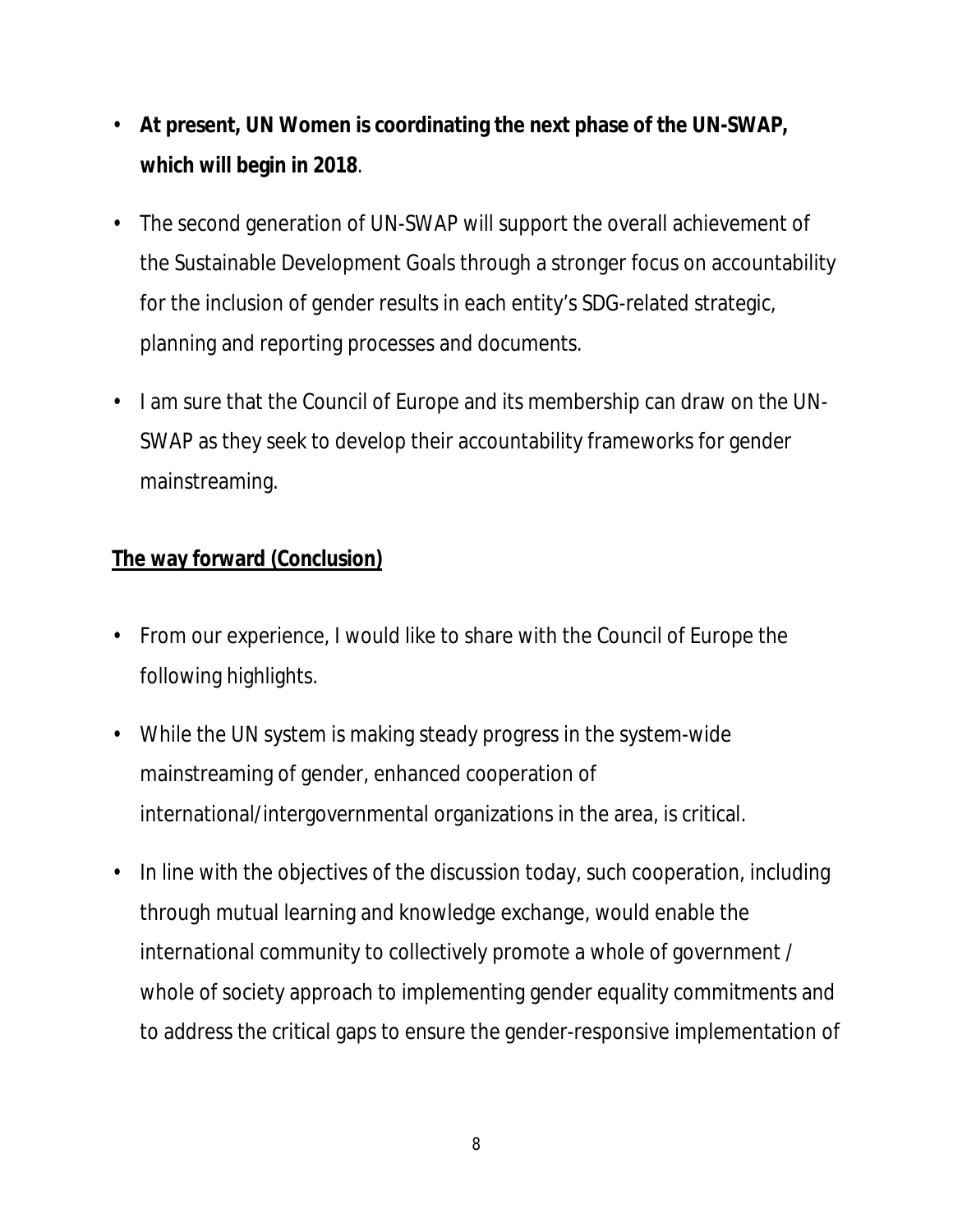- **At present, UN Women is coordinating the next phase of the UN-SWAP, which will begin in 2018**.
- The second generation of UN-SWAP will support the overall achievement of the Sustainable Development Goals through a stronger focus on accountability for the inclusion of gender results in each entity's SDG-related strategic, planning and reporting processes and documents.
- I am sure that the Council of Europe and its membership can draw on the UN-SWAP as they seek to develop their accountability frameworks for gender mainstreaming.

**<u>The way forward (Conclusion)</u>**

- From our experience, I would like to share with the Council of Europe the following highlights.
- While the UN system is making steady progress in the system-wide mainstreaming of gender, enhanced cooperation of international/intergovernmental organizations in the area, is critical.
- In line with the objectives of the discussion today, such cooperation, including through mutual learning and knowledge exchange, would enable the international community to collectively promote a whole of government / whole of society approach to implementing gender equality commitments and to address the critical gaps to ensure the gender-responsive implementation of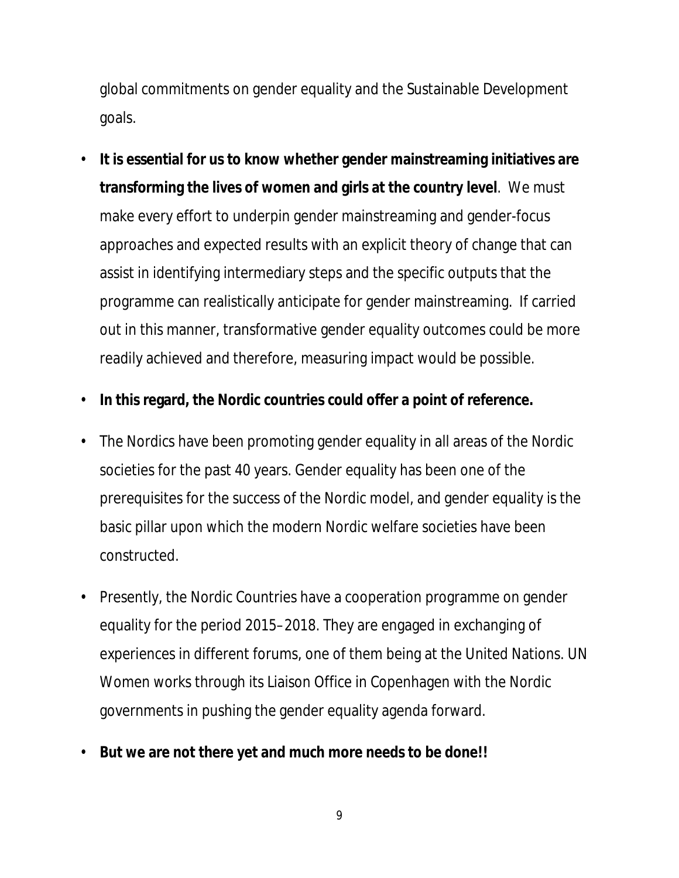global commitments on gender equality and the Sustainable Development goals.

- **It is essential for us to know whether gender mainstreaming initiatives are transforming the lives of women and girls at the country level**. We must make every effort to underpin gender mainstreaming and gender-focus approaches and expected results with an explicit theory of change that can assist in identifying intermediary steps and the specific outputs that the programme can realistically anticipate for gender mainstreaming. If carried out in this manner, transformative gender equality outcomes could be more readily achieved and therefore, measuring impact would be possible.
- **In this regard, the Nordic countries could offer a point of reference.**
- The Nordics have been promoting gender equality in all areas of the Nordic societies for the past 40 years. Gender equality has been one of the prerequisites for the success of the Nordic model, and gender equality is the basic pillar upon which the modern Nordic welfare societies have been constructed.
- Presently, the Nordic Countries have a cooperation programme on gender equality for the period 2015–2018. They are engaged in exchanging of experiences in different forums, one of them being at the United Nations. UN Women works through its Liaison Office in Copenhagen with the Nordic governments in pushing the gender equality agenda forward.
- **But we are not there yet and much more needs to be done!!**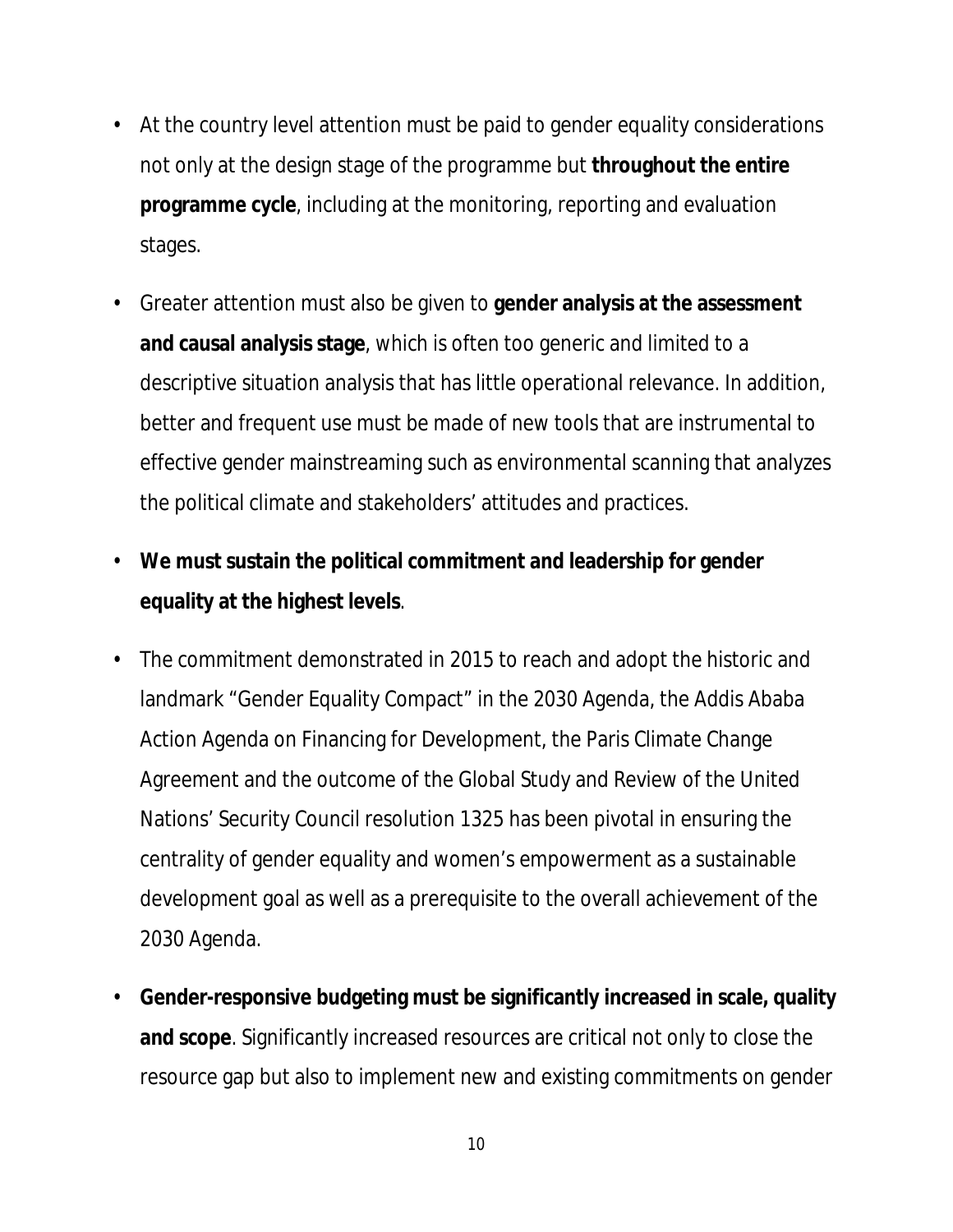- At the country level attention must be paid to gender equality considerations not only at the design stage of the programme but **throughout the entire programme cycle**, including at the monitoring, reporting and evaluation stages.

- Greater attention must also be given to **gender analysis at the assessment and causal analysis stage**, which is often too generic and limited to a descriptive situation analysis that has little operational relevance. In addition, better and frequent use must be made of new tools that are instrumental to effective gender mainstreaming such as environmental scanning that analyzes the political climate and stakeholders' attitudes and practices.

- **We must sustain the political commitment and leadership for gender equality at the highest levels**.

- The commitment demonstrated in 2015 to reach and adopt the historic and landmark "Gender Equality Compact" in the 2030 Agenda, the Addis Ababa Action Agenda on Financing for Development, the Paris Climate Change Agreement and the outcome of the Global Study and Review of the United Nations' Security Council resolution 1325 has been pivotal in ensuring the centrality of gender equality and women's empowerment as a sustainable development goal as well as a prerequisite to the overall achievement of the 2030 Agenda.

- **Gender-responsive budgeting must be significantly increased in scale, quality and scope**. Significantly increased resources are critical not only to close the resource gap but also to implement new and existing commitments on gender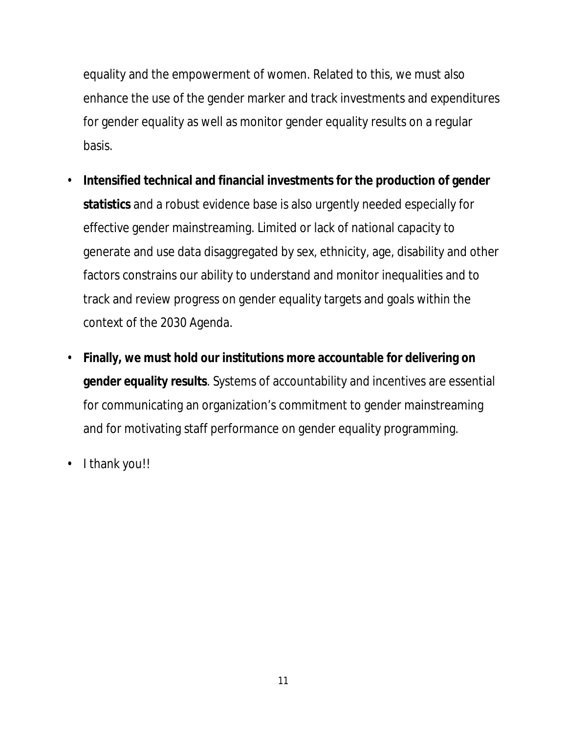equality and the empowerment of women. Related to this, we must also enhance the use of the gender marker and track investments and expenditures for gender equality as well as monitor gender equality results on a regular basis.

- **Intensified technical and financial investments for the production of gender statistics** and a robust evidence base is also urgently needed especially for effective gender mainstreaming. Limited or lack of national capacity to generate and use data disaggregated by sex, ethnicity, age, disability and other factors constrains our ability to understand and monitor inequalities and to track and review progress on gender equality targets and goals within the context of the 2030 Agenda.

- **Finally, we must hold our institutions more accountable for delivering on gender equality results**. Systems of accountability and incentives are essential for communicating an organization's commitment to gender mainstreaming and for motivating staff performance on gender equality programming.

- I thank you!!